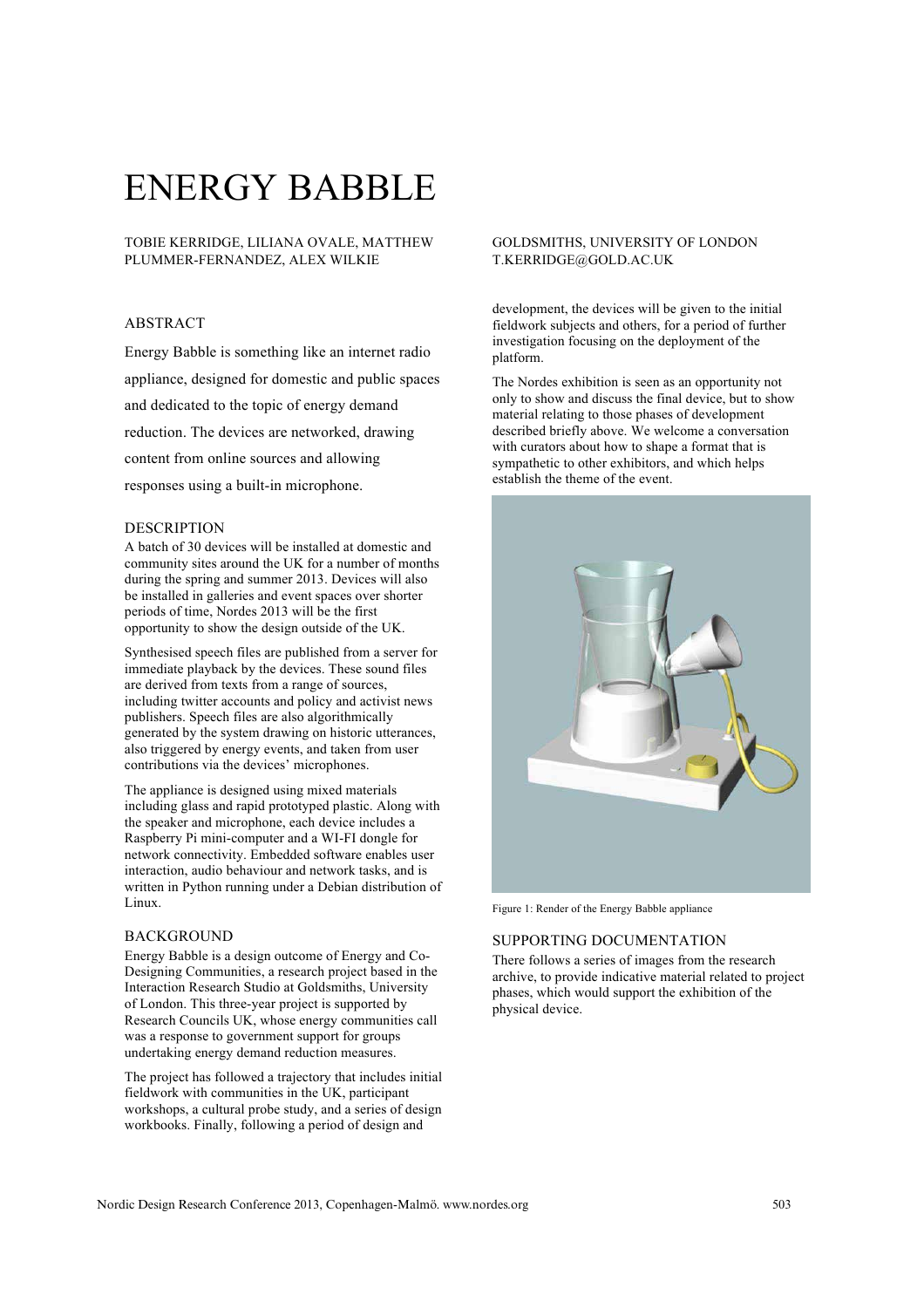# ENERGY BABBLE

TOBIE KERRIDGE, LILIANA OVALE, MATTHEW PLUMMER-FERNANDEZ, ALEX WILKIE

GOLDSMITHS, UNIVERSITY OF LONDON
T.KERRIDGE@GOLD.AC.UK

## ABSTRACT

Energy Babble is something like an internet radio appliance, designed for domestic and public spaces and dedicated to the topic of energy demand reduction. The devices are networked, drawing content from online sources and allowing responses using a built-in microphone.

## DESCRIPTION

A batch of 30 devices will be installed at domestic and community sites around the UK for a number of months during the spring and summer 2013. Devices will also be installed in galleries and event spaces over shorter periods of time, Nordes 2013 will be the first opportunity to show the design outside of the UK.

Synthesised speech files are published from a server for immediate playback by the devices. These sound files are derived from texts from a range of sources, including twitter accounts and policy and activist news publishers. Speech files are also algorithmically generated by the system drawing on historic utterances, also triggered by energy events, and taken from user contributions via the devices' microphones.

The appliance is designed using mixed materials including glass and rapid prototyped plastic. Along with the speaker and microphone, each device includes a Raspberry Pi mini-computer and a WI-FI dongle for network connectivity. Embedded software enables user interaction, audio behaviour and network tasks, and is written in Python running under a Debian distribution of Linux.

## BACKGROUND

Energy Babble is a design outcome of Energy and Co-Designing Communities, a research project based in the Interaction Research Studio at Goldsmiths, University of London. This three-year project is supported by Research Councils UK, whose energy communities call was a response to government support for groups undertaking energy demand reduction measures.

The project has followed a trajectory that includes initial fieldwork with communities in the UK, participant workshops, a cultural probe study, and a series of design workbooks. Finally, following a period of design and development, the devices will be given to the initial fieldwork subjects and others, for a period of further investigation focusing on the deployment of the platform.

The Nordes exhibition is seen as an opportunity not only to show and discuss the final device, but to show material relating to those phases of development described briefly above. We welcome a conversation with curators about how to shape a format that is sympathetic to other exhibitors, and which helps establish the theme of the event.

Figure 1: Render of the Energy Babble appliance

## SUPPORTING DOCUMENTATION

There follows a series of images from the research archive, to provide indicative material related to project phases, which would support the exhibition of the physical device.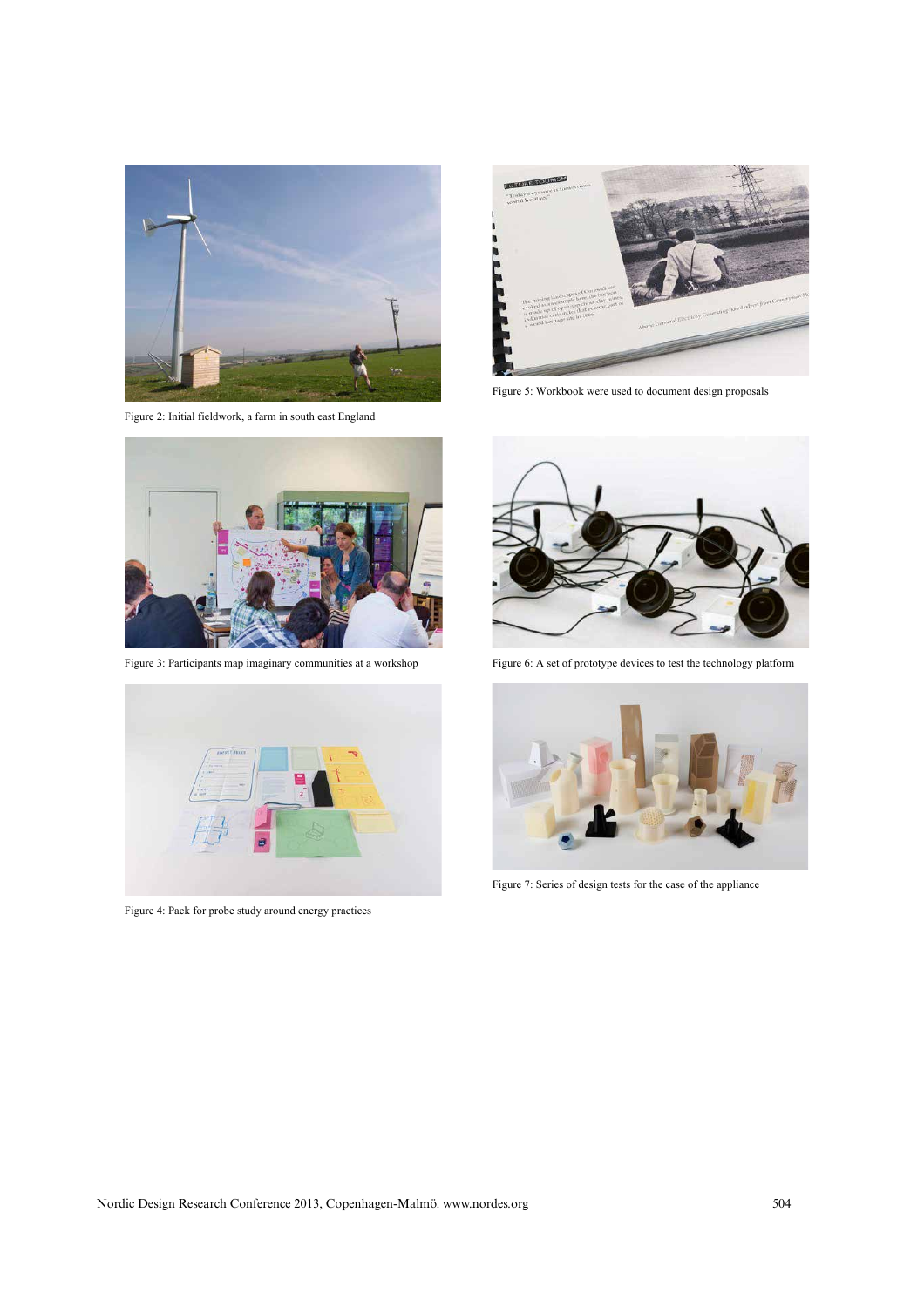Figure 2: Initial fieldwork, a farm in south east England

Figure 3: Participants map imaginary communities at a workshop

Figure 4: Pack for probe study around energy practices

Figure 5: Workbook were used to document design proposals

Figure 6: A set of prototype devices to test the technology platform

Figure 7: Series of design tests for the case of the appliance